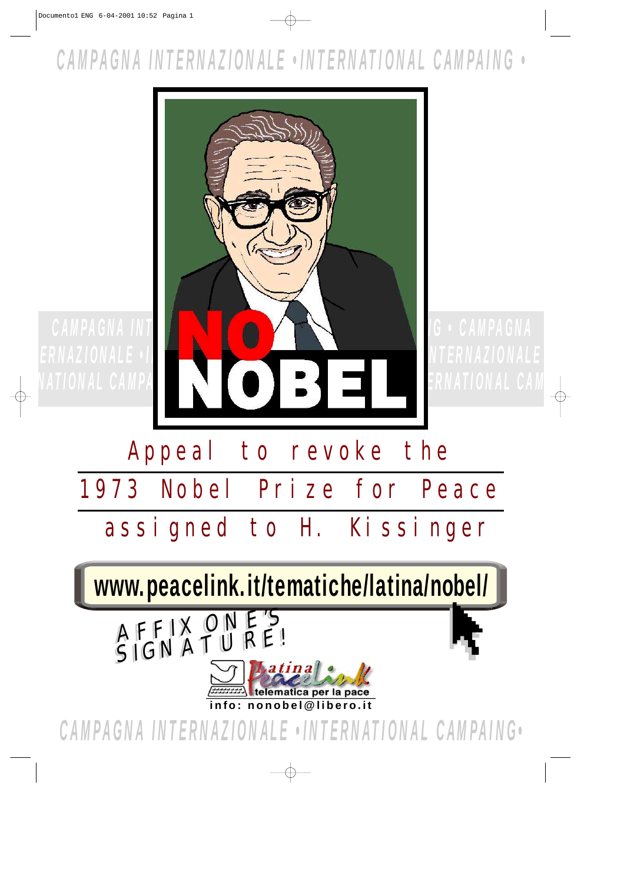CAMPAGNA INTERNAZIONALE • INTERNATIONAL CAMPAING •

NO NOBEL

# Appeal to revoke the 1973 Nobel Prize for Peace assigned to H. Kissinger

**www.peacelink.it/tematiche/latina/nobel/**

AFFIX ONE'S SIGNATURE!

Latina PeaceLink telematica per la pace

info: nonobel@libero.it

CAMPAGNA INTERNAZIONALE • INTERNATIONAL CAMPAING •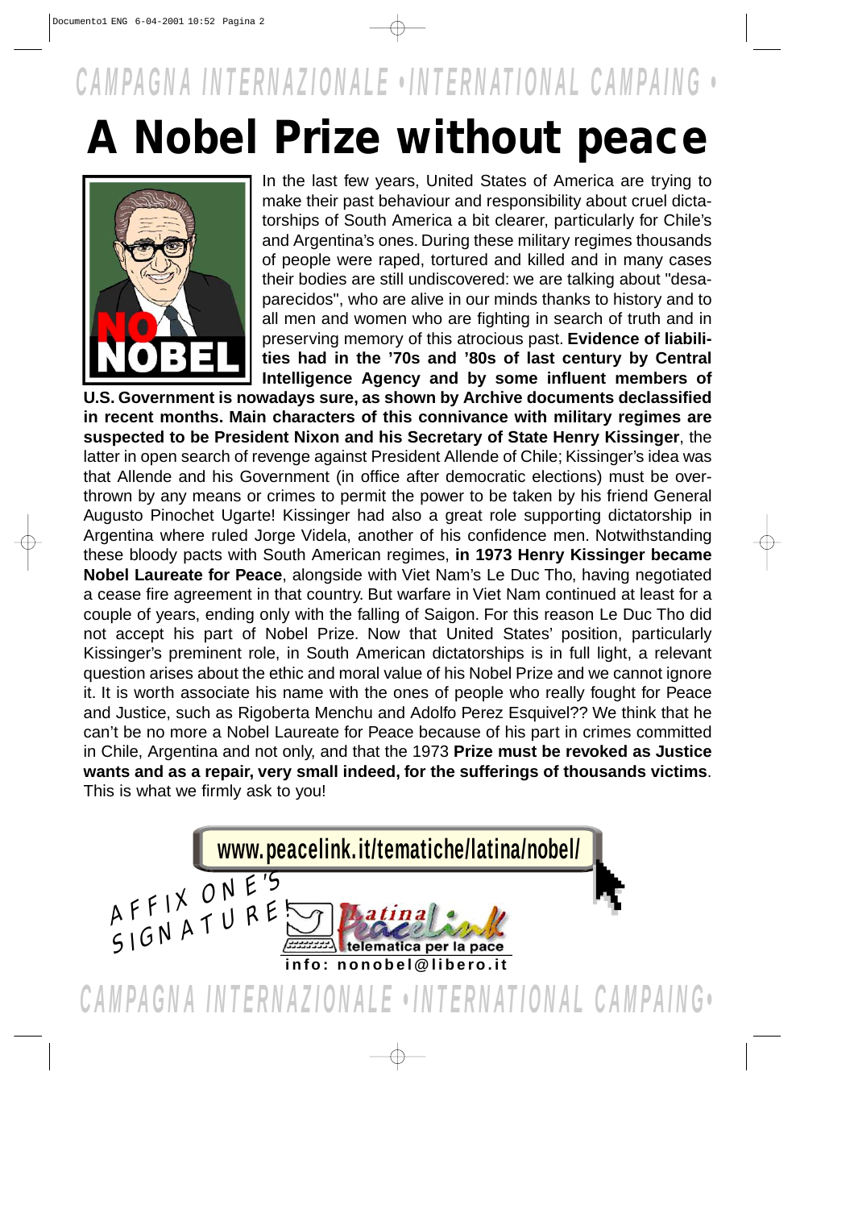CAMPAGNA INTERNAZIONALE • INTERNATIONAL CAMPAING •

# A Nobel Prize without peace

In the last few years, United States of America are trying to make their past behaviour and responsibility about cruel dictatorships of South America a bit clearer, particularly for Chile's and Argentina's ones. During these military regimes thousands of people were raped, tortured and killed and in many cases their bodies are still undiscovered: we are talking about "desaparecidos", who are alive in our minds thanks to history and to all men and women who are fighting in search of truth and in preserving memory of this atrocious past. **Evidence of liabilities had in the '70s and '80s of last century by Central Intelligence Agency and by some influent members of U.S. Government is nowadays sure, as shown by Archive documents declassified in recent months. Main characters of this connivance with military regimes are suspected to be President Nixon and his Secretary of State Henry Kissinger**, the latter in open search of revenge against President Allende of Chile; Kissinger's idea was that Allende and his Government (in office after democratic elections) must be overthrown by any means or crimes to permit the power to be taken by his friend General Augusto Pinochet Ugarte! Kissinger had also a great role supporting dictatorship in Argentina where ruled Jorge Videla, another of his confidence men. Notwithstanding these bloody pacts with South American regimes, **in 1973 Henry Kissinger became Nobel Laureate for Peace**, alongside with Viet Nam's Le Duc Tho, having negotiated a cease fire agreement in that country. But warfare in Viet Nam continued at least for a couple of years, ending only with the falling of Saigon. For this reason Le Duc Tho did not accept his part of Nobel Prize. Now that United States' position, particularly Kissinger's preminent role, in South American dictatorships is in full light, a relevant question arises about the ethic and moral value of his Nobel Prize and we cannot ignore it. It is worth associate his name with the ones of people who really fought for Peace and Justice, such as Rigoberta Menchu and Adolfo Perez Esquivel?? We think that he can't be no more a Nobel Laureate for Peace because of his part in crimes committed in Chile, Argentina and not only, and that the 1973 **Prize must be revoked as Justice wants and as a repair, very small indeed, for the sufferings of thousands victims**. This is what we firmly ask to you!

www.peacelink.it/tematiche/latina/nobel/

AFFIX ONE'S SIGNATURE!

Latina PeaceLink telematica per la pace

info: nonobel@libero.it

CAMPAGNA INTERNAZIONALE • INTERNATIONAL CAMPAING •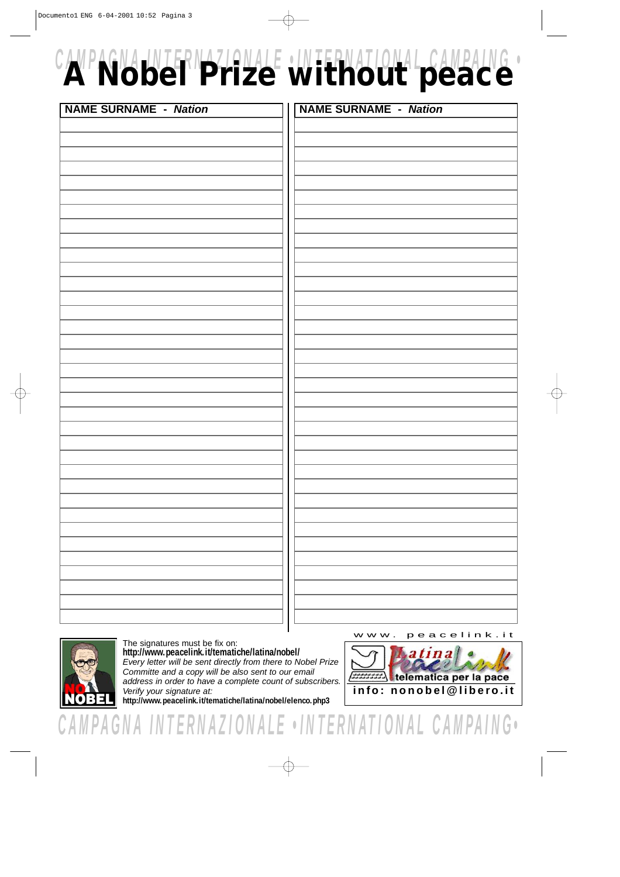CAMPAGNA INTERNAZIONALE • INTERNATIONAL CAMPAING •

# A Nobel Prize without peace

| NAME SURNAME - *Nation* | NAME SURNAME - *Nation* |
|---|---|
| | |
| | |
| | |
| | |
| | |
| | |
| | |
| | |
| | |
| | |
| | |
| | |
| | |
| | |
| | |
| | |
| | |
| | |
| | |
| | |
| | |
| | |
| | |
| | |
| | |
| | |
| | |
| | |
| | |
| | |
| | |
| | |
| | |
| | |
| | |
| | |

NO NOBEL

The signatures must be fix on:
**http://www.peacelink.it/tematiche/latina/nobel/**
*Every letter will be sent directly from there to Nobel Prize Committe and a copy will be also sent to our email address in order to have a complete count of subscribers.*
*Verify your signature at:*
**http://www.peacelink.it/tematiche/latina/nobel/elenco.php3**

www. peacelink.it

Latina PeaceLink
telematica per la pace

**info: nonobel@libero.it**

CAMPAGNA INTERNAZIONALE • INTERNATIONAL CAMPAING •